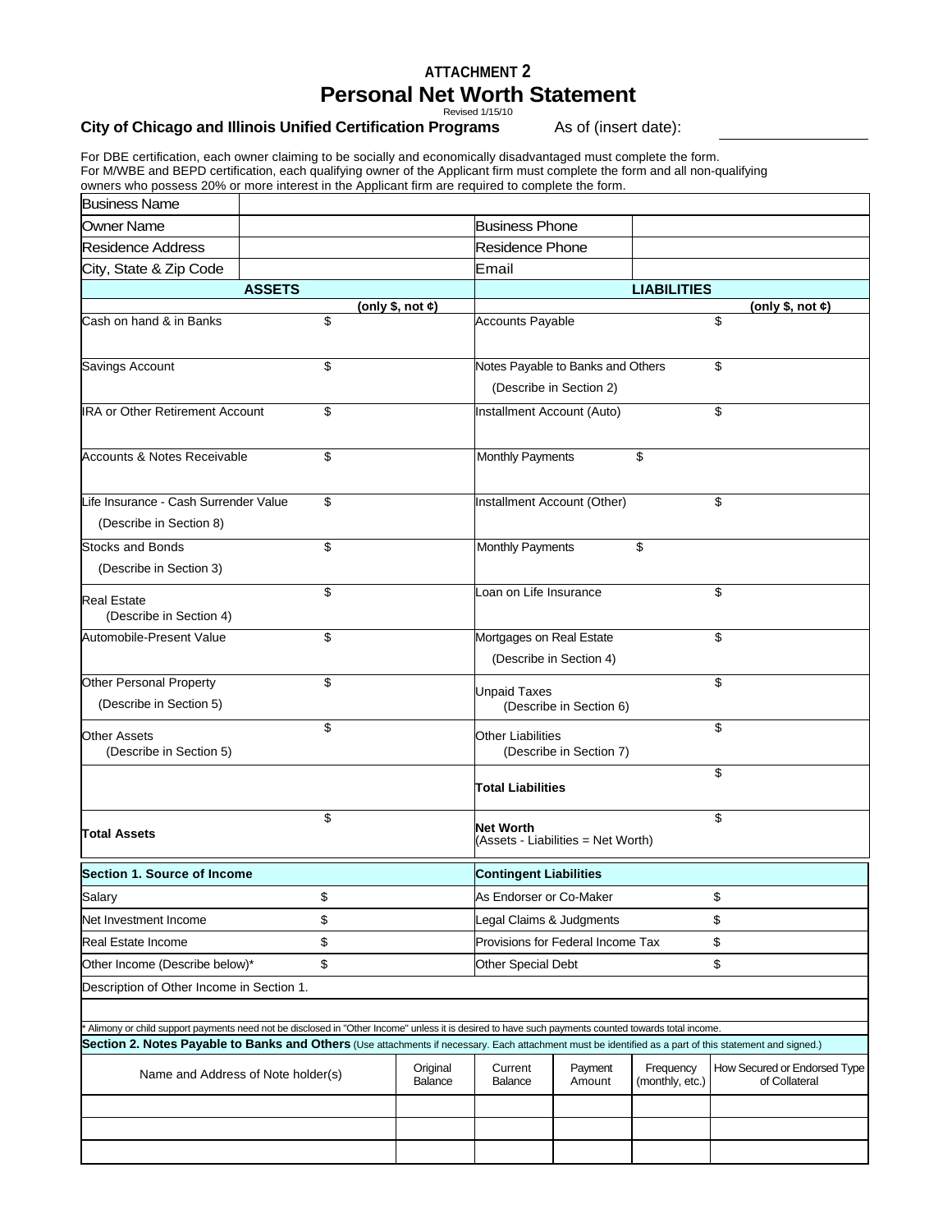**ATTACHMENT 2**

# Personal Net Worth Statement

Revised 1/15/10

**City of Chicago and Illinois Unified Certification Programs** As of (insert date): ____________

For DBE certification, each owner claiming to be socially and economically disadvantaged must complete the form.
For M/WBE and BEPD certification, each qualifying owner of the Applicant firm must complete the form and all non-qualifying owners who possess 20% or more interest in the Applicant firm are required to complete the form.

| Business Name | | | |
|---|---|---|---|
| Owner Name | | Business Phone | |
| Residence Address | | Residence Phone | |
| City, State & Zip Code | | Email | |

| **ASSETS** | **(only $, not ¢)** | **LIABILITIES** | | **(only $, not ¢)** |
|---|---|---|---|---|
| Cash on hand & in Banks | $ | Accounts Payable | | $ |
| Savings Account | $ | Notes Payable to Banks and Others (Describe in Section 2) | | $ |
| IRA or Other Retirement Account | $ | Installment Account (Auto) | | $ |
| Accounts & Notes Receivable | $ | Monthly Payments | $ | |
| Life Insurance - Cash Surrender Value (Describe in Section 8) | $ | Installment Account (Other) | | $ |
| Stocks and Bonds (Describe in Section 3) | $ | Monthly Payments | $ | |
| Real Estate (Describe in Section 4) | $ | Loan on Life Insurance | | $ |
| Automobile-Present Value | $ | Mortgages on Real Estate (Describe in Section 4) | | $ |
| Other Personal Property (Describe in Section 5) | $ | Unpaid Taxes (Describe in Section 6) | | $ |
| Other Assets (Describe in Section 5) | $ | Other Liabilities (Describe in Section 7) | | $ |
| | | **Total Liabilities** | | $ |
| **Total Assets** | $ | **Net Worth** (Assets - Liabilities = Net Worth) | | $ |

| **Section 1. Source of Income** | | **Contingent Liabilities** | |
|---|---|---|---|
| Salary | $ | As Endorser or Co-Maker | $ |
| Net Investment Income | $ | Legal Claims & Judgments | $ |
| Real Estate Income | $ | Provisions for Federal Income Tax | $ |
| Other Income (Describe below)* | $ | Other Special Debt | $ |

Description of Other Income in Section 1.

* Alimony or child support payments need not be disclosed in "Other Income" unless it is desired to have such payments counted towards total income.

**Section 2. Notes Payable to Banks and Others** (Use attachments if necessary. Each attachment must be identified as a part of this statement and signed.)

| Name and Address of Note holder(s) | Original Balance | Current Balance | Payment Amount | Frequency (monthly, etc.) | How Secured or Endorsed Type of Collateral |
|---|---|---|---|---|---|
| | | | | | |
| | | | | | |
| | | | | | |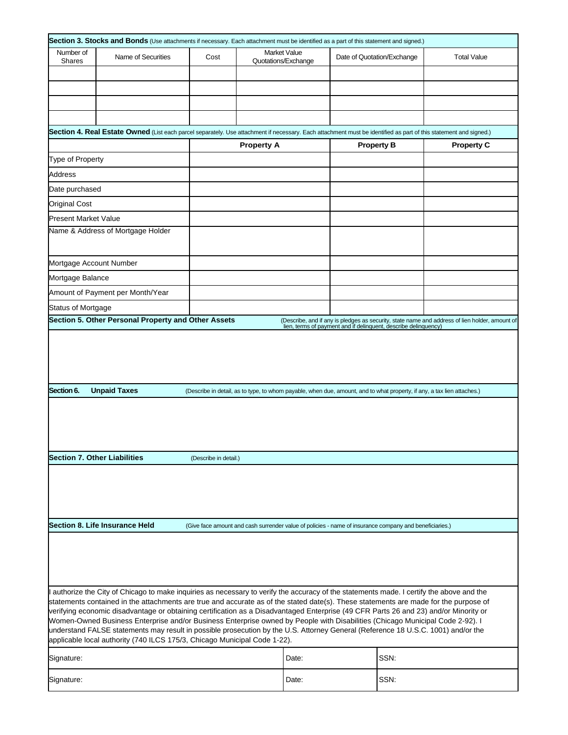**Section 3. Stocks and Bonds** (Use attachments if necessary. Each attachment must be identified as a part of this statement and signed.)

| Number of Shares | Name of Securities | Cost | Market Value Quotations/Exchange | Date of Quotation/Exchange | Total Value |
|---|---|---|---|---|---|
| | | | | | |
| | | | | | |
| | | | | | |
| | | | | | |

**Section 4. Real Estate Owned** (List each parcel separately. Use attachment if necessary. Each attachment must be identified as part of this statement and signed.)

| | Property A | Property B | Property C |
|---|---|---|---|
| Type of Property | | | |
| Address | | | |
| Date purchased | | | |
| Original Cost | | | |
| Present Market Value | | | |
| Name & Address of Mortgage Holder | | | |
| Mortgage Account Number | | | |
| Mortgage Balance | | | |
| Amount of Payment per Month/Year | | | |
| Status of Mortgage | | | |

**Section 5. Other Personal Property and Other Assets** (Describe, and if any is pledges as security, state name and address of lien holder, amount of lien, terms of payment and if delinquent, describe delinquency)

**Section 6. Unpaid Taxes** (Describe in detail, as to type, to whom payable, when due, amount, and to what property, if any, a tax lien attaches.)

**Section 7. Other Liabilities** (Describe in detail.)

**Section 8. Life Insurance Held** (Give face amount and cash surrender value of policies - name of insurance company and beneficiaries.)

I authorize the City of Chicago to make inquiries as necessary to verify the accuracy of the statements made. I certify the above and the statements contained in the attachments are true and accurate as of the stated date(s). These statements are made for the purpose of verifying economic disadvantage or obtaining certification as a Disadvantaged Enterprise (49 CFR Parts 26 and 23) and/or Minority or Women-Owned Business Enterprise and/or Business Enterprise owned by People with Disabilities (Chicago Municipal Code 2-92). I understand FALSE statements may result in possible prosecution by the U.S. Attorney General (Reference 18 U.S.C. 1001) and/or the applicable local authority (740 ILCS 175/3, Chicago Municipal Code 1-22).

| | | |
|---|---|---|
| Signature: | Date: | SSN: |
| Signature: | Date: | SSN: |